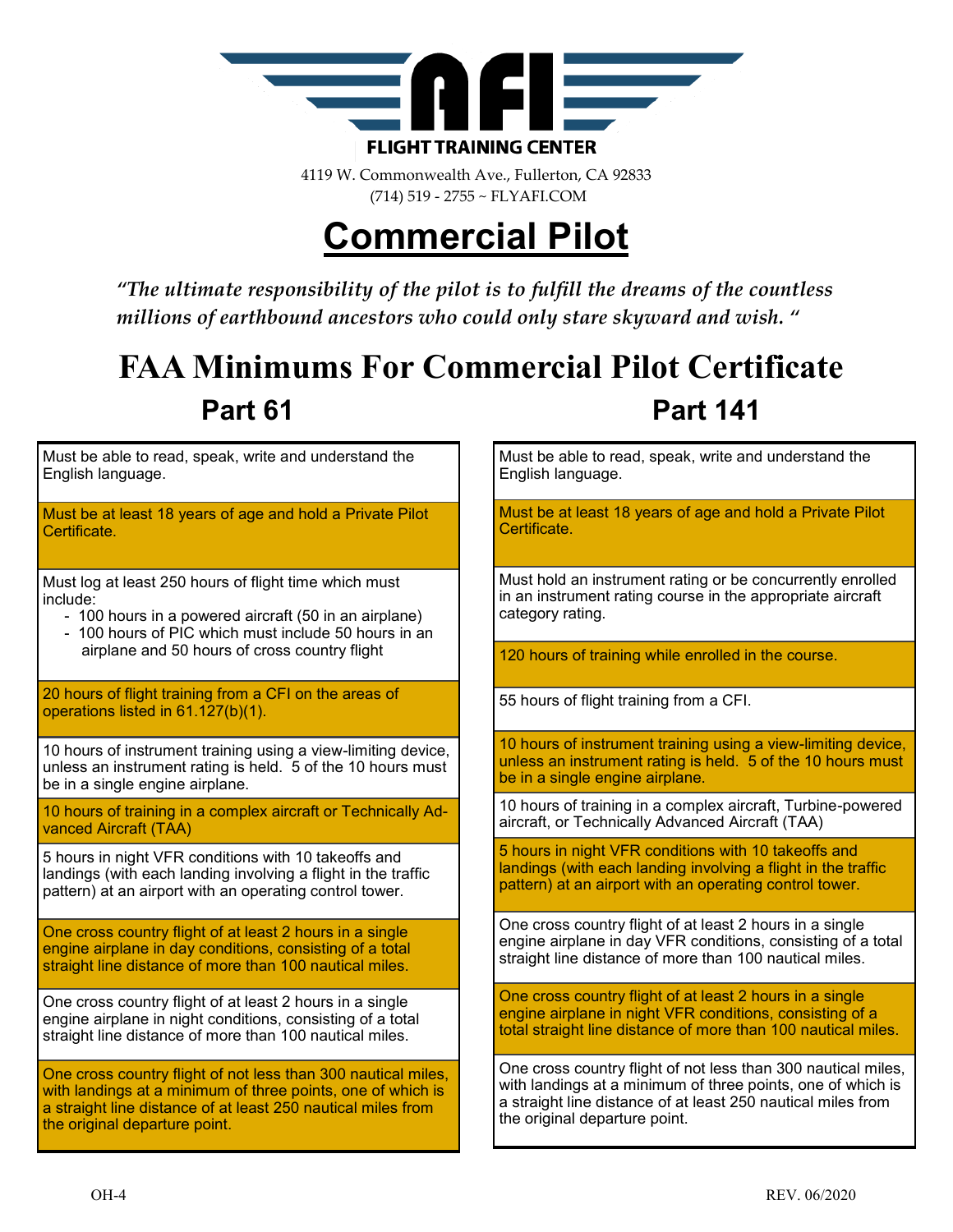**FLIGHT TRAINING CENTER**

4119 W. Commonwealth Ave., Fullerton, CA 92833
(714) 519 - 2755 ~ FLYAFI.COM

# Commercial Pilot

*"The ultimate responsibility of the pilot is to fulfill the dreams of the countless millions of earthbound ancestors who could only stare skyward and wish. "*

## FAA Minimums For Commercial Pilot Certificate

### Part 61

- Must be able to read, speak, write and understand the English language.
- Must be at least 18 years of age and hold a Private Pilot Certificate.
- Must log at least 250 hours of flight time which must include:
  - 100 hours in a powered aircraft (50 in an airplane)
  - 100 hours of PIC which must include 50 hours in an airplane and 50 hours of cross country flight
- 20 hours of flight training from a CFI on the areas of operations listed in 61.127(b)(1).
- 10 hours of instrument training using a view-limiting device, unless an instrument rating is held. 5 of the 10 hours must be in a single engine airplane.
- 10 hours of training in a complex aircraft or Technically Advanced Aircraft (TAA)
- 5 hours in night VFR conditions with 10 takeoffs and landings (with each landing involving a flight in the traffic pattern) at an airport with an operating control tower.
- One cross country flight of at least 2 hours in a single engine airplane in day conditions, consisting of a total straight line distance of more than 100 nautical miles.
- One cross country flight of at least 2 hours in a single engine airplane in night conditions, consisting of a total straight line distance of more than 100 nautical miles.
- One cross country flight of not less than 300 nautical miles, with landings at a minimum of three points, one of which is a straight line distance of at least 250 nautical miles from the original departure point.

### Part 141

- Must be able to read, speak, write and understand the English language.
- Must be at least 18 years of age and hold a Private Pilot Certificate.
- Must hold an instrument rating or be concurrently enrolled in an instrument rating course in the appropriate aircraft category rating.
- 120 hours of training while enrolled in the course.
- 55 hours of flight training from a CFI.
- 10 hours of instrument training using a view-limiting device, unless an instrument rating is held. 5 of the 10 hours must be in a single engine airplane.
- 10 hours of training in a complex aircraft, Turbine-powered aircraft, or Technically Advanced Aircraft (TAA)
- 5 hours in night VFR conditions with 10 takeoffs and landings (with each landing involving a flight in the traffic pattern) at an airport with an operating control tower.
- One cross country flight of at least 2 hours in a single engine airplane in day VFR conditions, consisting of a total straight line distance of more than 100 nautical miles.
- One cross country flight of at least 2 hours in a single engine airplane in night VFR conditions, consisting of a total straight line distance of more than 100 nautical miles.
- One cross country flight of not less than 300 nautical miles, with landings at a minimum of three points, one of which is a straight line distance of at least 250 nautical miles from the original departure point.

OH-4 REV. 06/2020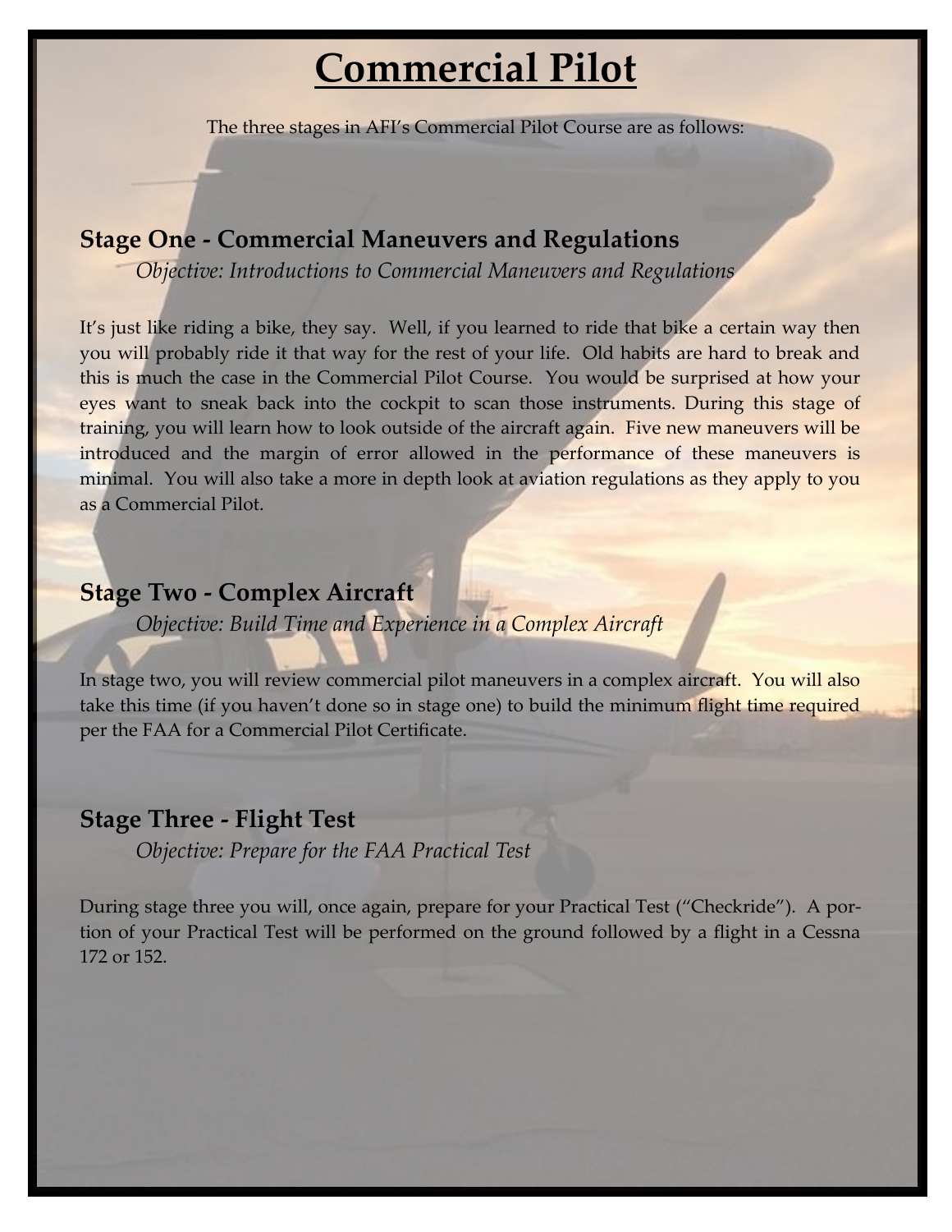# Commercial Pilot

The three stages in AFI's Commercial Pilot Course are as follows:

## Stage One - Commercial Maneuvers and Regulations

*Objective: Introductions to Commercial Maneuvers and Regulations*

It's just like riding a bike, they say. Well, if you learned to ride that bike a certain way then you will probably ride it that way for the rest of your life. Old habits are hard to break and this is much the case in the Commercial Pilot Course. You would be surprised at how your eyes want to sneak back into the cockpit to scan those instruments. During this stage of training, you will learn how to look outside of the aircraft again. Five new maneuvers will be introduced and the margin of error allowed in the performance of these maneuvers is minimal. You will also take a more in depth look at aviation regulations as they apply to you as a Commercial Pilot.

## Stage Two - Complex Aircraft

*Objective: Build Time and Experience in a Complex Aircraft*

In stage two, you will review commercial pilot maneuvers in a complex aircraft. You will also take this time (if you haven't done so in stage one) to build the minimum flight time required per the FAA for a Commercial Pilot Certificate.

## Stage Three - Flight Test

*Objective: Prepare for the FAA Practical Test*

During stage three you will, once again, prepare for your Practical Test ("Checkride"). A portion of your Practical Test will be performed on the ground followed by a flight in a Cessna 172 or 152.